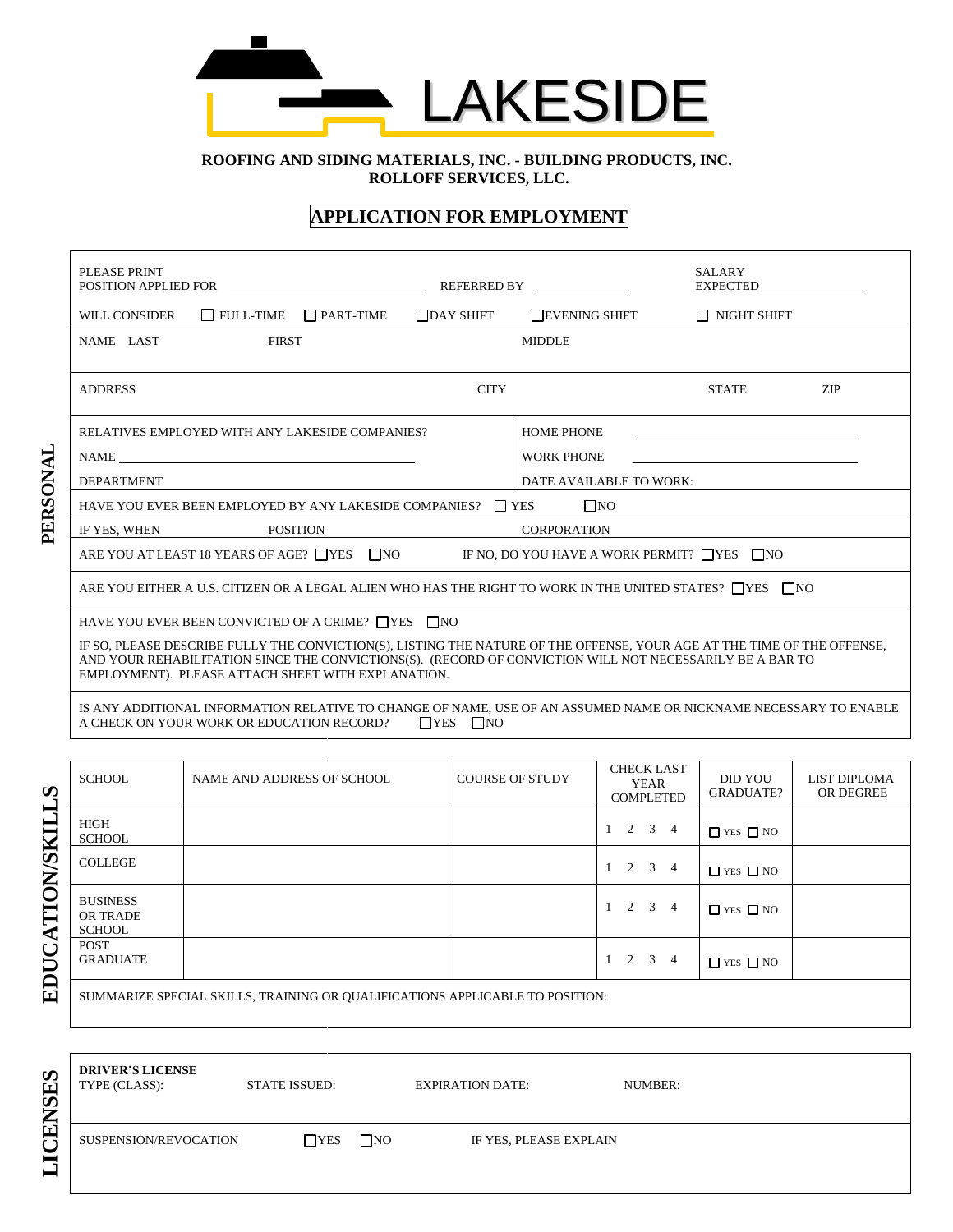# LAKESIDE

**ROOFING AND SIDING MATERIALS, INC. - BUILDING PRODUCTS, INC.**
**ROLLOFF SERVICES, LLC.**

## APPLICATION FOR EMPLOYMENT

### PERSONAL

PLEASE PRINT
POSITION APPLIED FOR ______________________ REFERRED BY ____________ SALARY EXPECTED ____________

WILL CONSIDER ☐ FULL-TIME ☐ PART-TIME ☐ DAY SHIFT ☐ EVENING SHIFT ☐ NIGHT SHIFT

NAME LAST FIRST MIDDLE

ADDRESS CITY STATE ZIP

RELATIVES EMPLOYED WITH ANY LAKESIDE COMPANIES?
NAME ______________________________
DEPARTMENT

HOME PHONE ______________________________
WORK PHONE ______________________________
DATE AVAILABLE TO WORK:

HAVE YOU EVER BEEN EMPLOYED BY ANY LAKESIDE COMPANIES? ☐ YES ☐ NO

IF YES, WHEN POSITION CORPORATION

ARE YOU AT LEAST 18 YEARS OF AGE? ☐ YES ☐ NO IF NO, DO YOU HAVE A WORK PERMIT? ☐ YES ☐ NO

ARE YOU EITHER A U.S. CITIZEN OR A LEGAL ALIEN WHO HAS THE RIGHT TO WORK IN THE UNITED STATES? ☐ YES ☐ NO

HAVE YOU EVER BEEN CONVICTED OF A CRIME? ☐ YES ☐ NO

IF SO, PLEASE DESCRIBE FULLY THE CONVICTION(S), LISTING THE NATURE OF THE OFFENSE, YOUR AGE AT THE TIME OF THE OFFENSE, AND YOUR REHABILITATION SINCE THE CONVICTIONS(S). (RECORD OF CONVICTION WILL NOT NECESSARILY BE A BAR TO EMPLOYMENT). PLEASE ATTACH SHEET WITH EXPLANATION.

IS ANY ADDITIONAL INFORMATION RELATIVE TO CHANGE OF NAME, USE OF AN ASSUMED NAME OR NICKNAME NECESSARY TO ENABLE A CHECK ON YOUR WORK OR EDUCATION RECORD? ☐ YES ☐ NO

### EDUCATION/SKILLS

| SCHOOL | NAME AND ADDRESS OF SCHOOL | COURSE OF STUDY | CHECK LAST YEAR COMPLETED | DID YOU GRADUATE? | LIST DIPLOMA OR DEGREE |
|---|---|---|---|---|---|
| HIGH SCHOOL | | | 1 2 3 4 | ☐ YES ☐ NO | |
| COLLEGE | | | 1 2 3 4 | ☐ YES ☐ NO | |
| BUSINESS OR TRADE SCHOOL | | | 1 2 3 4 | ☐ YES ☐ NO | |
| POST GRADUATE | | | 1 2 3 4 | ☐ YES ☐ NO | |

SUMMARIZE SPECIAL SKILLS, TRAINING OR QUALIFICATIONS APPLICABLE TO POSITION:

### LICENSES

**DRIVER'S LICENSE**
TYPE (CLASS): STATE ISSUED: EXPIRATION DATE: NUMBER:

SUSPENSION/REVOCATION ☐ YES ☐ NO IF YES, PLEASE EXPLAIN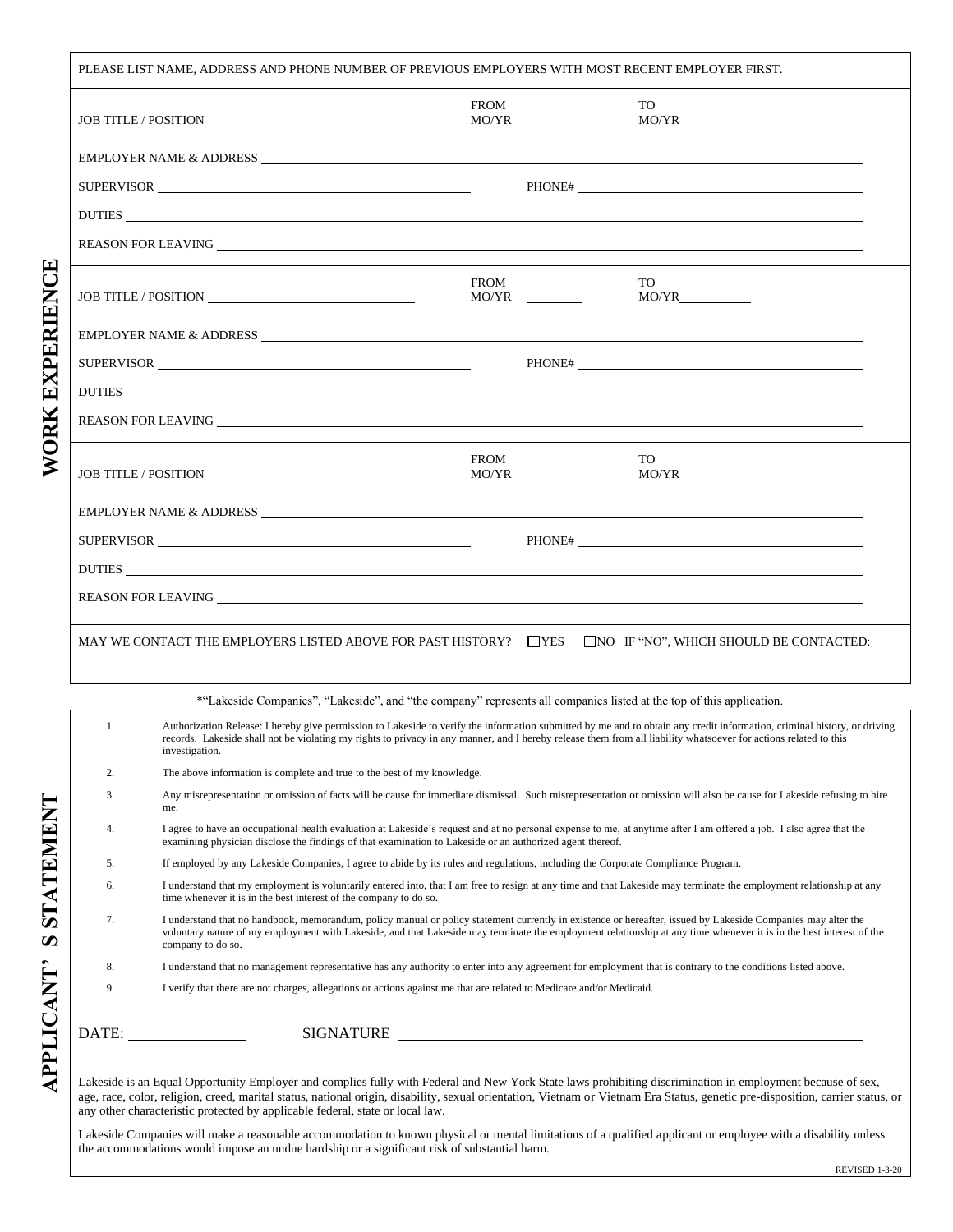## WORK EXPERIENCE

PLEASE LIST NAME, ADDRESS AND PHONE NUMBER OF PREVIOUS EMPLOYERS WITH MOST RECENT EMPLOYER FIRST.

JOB TITLE / POSITION ______________________ FROM MO/YR ________ TO MO/YR ________

EMPLOYER NAME & ADDRESS ______________________________________________

SUPERVISOR ______________________ PHONE# ______________________

DUTIES ______________________________________________

REASON FOR LEAVING ______________________________________________

JOB TITLE / POSITION ______________________ FROM MO/YR ________ TO MO/YR ________

EMPLOYER NAME & ADDRESS ______________________________________________

SUPERVISOR ______________________ PHONE# ______________________

DUTIES ______________________________________________

REASON FOR LEAVING ______________________________________________

JOB TITLE / POSITION ______________________ FROM MO/YR ________ TO MO/YR ________

EMPLOYER NAME & ADDRESS ______________________________________________

SUPERVISOR ______________________ PHONE# ______________________

DUTIES ______________________________________________

REASON FOR LEAVING ______________________________________________

MAY WE CONTACT THE EMPLOYERS LISTED ABOVE FOR PAST HISTORY? ☐ YES ☐ NO IF "NO", WHICH SHOULD BE CONTACTED:

*"Lakeside Companies", "Lakeside", and "the company" represents all companies listed at the top of this application.

## APPLICANT'S STATEMENT

1. Authorization Release: I hereby give permission to Lakeside to verify the information submitted by me and to obtain any credit information, criminal history, or driving records. Lakeside shall not be violating my rights to privacy in any manner, and I hereby release them from all liability whatsoever for actions related to this investigation.
2. The above information is complete and true to the best of my knowledge.
3. Any misrepresentation or omission of facts will be cause for immediate dismissal. Such misrepresentation or omission will also be cause for Lakeside refusing to hire me.
4. I agree to have an occupational health evaluation at Lakeside's request and at no personal expense to me, at anytime after I am offered a job. I also agree that the examining physician disclose the findings of that examination to Lakeside or an authorized agent thereof.
5. If employed by any Lakeside Companies, I agree to abide by its rules and regulations, including the Corporate Compliance Program.
6. I understand that my employment is voluntarily entered into, that I am free to resign at any time and that Lakeside may terminate the employment relationship at any time whenever it is in the best interest of the company to do so.
7. I understand that no handbook, memorandum, policy manual or policy statement currently in existence or hereafter, issued by Lakeside Companies may alter the voluntary nature of my employment with Lakeside, and that Lakeside may terminate the employment relationship at any time whenever it is in the best interest of the company to do so.
8. I understand that no management representative has any authority to enter into any agreement for employment that is contrary to the conditions listed above.
9. I verify that there are not charges, allegations or actions against me that are related to Medicare and/or Medicaid.

DATE: ______________ SIGNATURE ______________________________________________

Lakeside is an Equal Opportunity Employer and complies fully with Federal and New York State laws prohibiting discrimination in employment because of sex, age, race, color, religion, creed, marital status, national origin, disability, sexual orientation, Vietnam or Vietnam Era Status, genetic pre-disposition, carrier status, or any other characteristic protected by applicable federal, state or local law.

Lakeside Companies will make a reasonable accommodation to known physical or mental limitations of a qualified applicant or employee with a disability unless the accommodations would impose an undue hardship or a significant risk of substantial harm.

REVISED 1-3-20